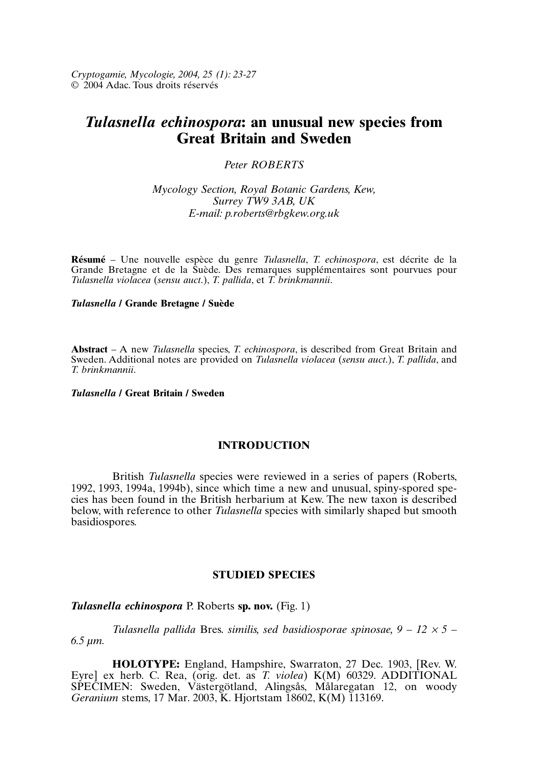*Cryptogamie, Mycologie, 2004, 25 (1): 23-27*
© 2004 Adac. Tous droits réservés

# *Tulasnella echinospora*: an unusual new species from Great Britain and Sweden

*Peter ROBERTS*

*Mycology Section, Royal Botanic Gardens, Kew, Surrey TW9 3AB, UK*
*E-mail: p.roberts@rbgkew.org.uk*

**Résumé** – Une nouvelle espèce du genre *Tulasnella*, *T. echinospora*, est décrite de la Grande Bretagne et de la Suède. Des remarques supplémentaires sont pourvues pour *Tulasnella violacea* (*sensu auct*.), *T. pallida*, et *T. brinkmannii*.

***Tulasnella* / Grande Bretagne / Suède**

**Abstract** – A new *Tulasnella* species, *T. echinospora*, is described from Great Britain and Sweden. Additional notes are provided on *Tulasnella violacea* (*sensu auct*.), *T. pallida*, and *T. brinkmannii*.

***Tulasnella* / Great Britain / Sweden**

## INTRODUCTION

British *Tulasnella* species were reviewed in a series of papers (Roberts, 1992, 1993, 1994a, 1994b), since which time a new and unusual, spiny-spored species has been found in the British herbarium at Kew. The new taxon is described below, with reference to other *Tulasnella* species with similarly shaped but smooth basidiospores.

## STUDIED SPECIES

***Tulasnella echinospora*** P. Roberts **sp. nov.** (Fig. 1)

*Tulasnella pallida* Bres. *similis, sed basidiosporae spinosae, 9 – 12 × 5 – 6.5 µm.*

**HOLOTYPE:** England, Hampshire, Swarraton, 27 Dec. 1903, [Rev. W. Eyre] ex herb. C. Rea, (orig. det. as *T. violea*) K(M) 60329. ADDITIONAL SPECIMEN: Sweden, Västergötland, Alingsås, Målaregatan 12, on woody *Geranium* stems, 17 Mar. 2003, K. Hjortstam 18602, K(M) 113169.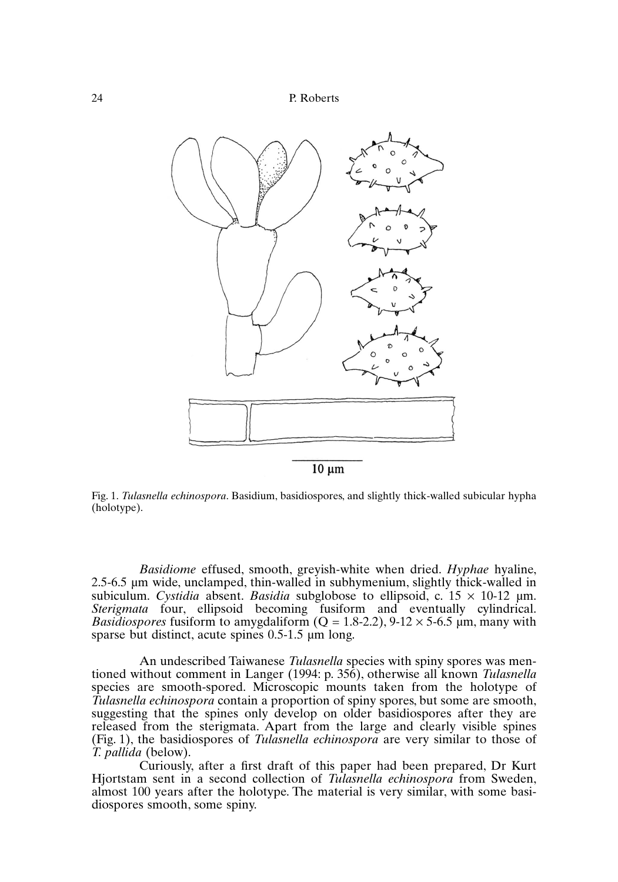10 µm

Fig. 1. *Tulasnella echinospora*. Basidium, basidiospores, and slightly thick-walled subicular hypha (holotype).

*Basidiome* effused, smooth, greyish-white when dried. *Hyphae* hyaline, 2.5-6.5 µm wide, unclamped, thin-walled in subhymenium, slightly thick-walled in subiculum. *Cystidia* absent. *Basidia* subglobose to ellipsoid, c. $15 \times 10$-12 µm. *Sterigmata* four, ellipsoid becoming fusiform and eventually cylindrical. *Basidiospores* fusiform to amygdaliform (Q = 1.8-2.2), 9-12 $\times$ 5-6.5 µm, many with sparse but distinct, acute spines 0.5-1.5 µm long.

An undescribed Taiwanese *Tulasnella* species with spiny spores was mentioned without comment in Langer (1994: p. 356), otherwise all known *Tulasnella* species are smooth-spored. Microscopic mounts taken from the holotype of *Tulasnella echinospora* contain a proportion of spiny spores, but some are smooth, suggesting that the spines only develop on older basidiospores after they are released from the sterigmata. Apart from the large and clearly visible spines (Fig. 1), the basidiospores of *Tulasnella echinospora* are very similar to those of *T. pallida* (below).

Curiously, after a first draft of this paper had been prepared, Dr Kurt Hjortstam sent in a second collection of *Tulasnella echinospora* from Sweden, almost 100 years after the holotype. The material is very similar, with some basidiospores smooth, some spiny.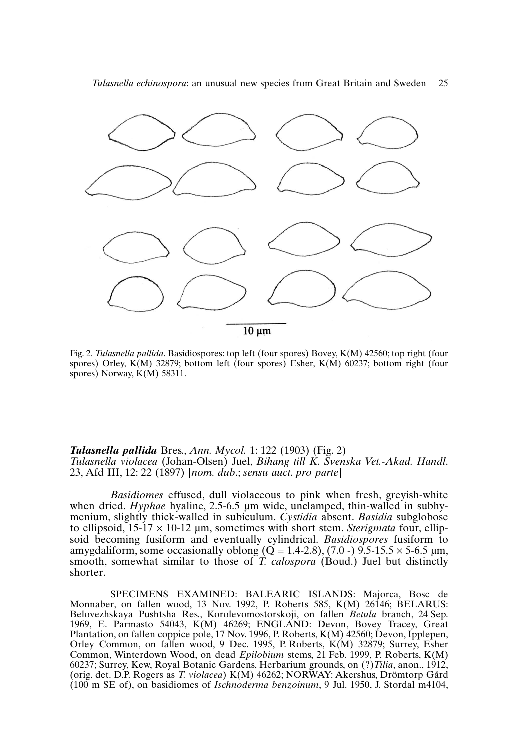Fig. 2. *Tulasnella pallida*. Basidiospores: top left (four spores) Bovey, K(M) 42560; top right (four spores) Orley, K(M) 32879; bottom left (four spores) Esher, K(M) 60237; bottom right (four spores) Norway, K(M) 58311.

***Tulasnella pallida*** Bres., *Ann. Mycol.* 1: 122 (1903) (Fig. 2)
*Tulasnella violacea* (Johan-Olsen) Juel, *Bihang till K. Svenska Vet.-Akad. Handl.* 23, Afd III, 12: 22 (1897) [*nom. dub*.; *sensu auct. pro parte*]

*Basidiomes* effused, dull violaceous to pink when fresh, greyish-white when dried. *Hyphae* hyaline, 2.5-6.5 µm wide, unclamped, thin-walled in subhymenium, slightly thick-walled in subiculum. *Cystidia* absent. *Basidia* subglobose to ellipsoid, 15-17 × 10-12 µm, sometimes with short stem. *Sterigmata* four, ellipsoid becoming fusiform and eventually cylindrical. *Basidiospores* fusiform to amygdaliform, some occasionally oblong (Q = 1.4-2.8), (7.0 -) 9.5-15.5 × 5-6.5 µm, smooth, somewhat similar to those of *T. calospora* (Boud.) Juel but distinctly shorter.

SPECIMENS EXAMINED: BALEARIC ISLANDS: Majorca, Bosc de Monnaber, on fallen wood, 13 Nov. 1992, P. Roberts 585, K(M) 26146; BELARUS: Belovezhskaya Pushtsha Res., Korolevomostorskoji, on fallen *Betula* branch, 24 Sep. 1969, E. Parmasto 54043, K(M) 46269; ENGLAND: Devon, Bovey Tracey, Great Plantation, on fallen coppice pole, 17 Nov. 1996, P. Roberts, K(M) 42560; Devon, Ipplepen, Orley Common, on fallen wood, 9 Dec. 1995, P. Roberts, K(M) 32879; Surrey, Esher Common, Winterdown Wood, on dead *Epilobium* stems, 21 Feb. 1999, P. Roberts, K(M) 60237; Surrey, Kew, Royal Botanic Gardens, Herbarium grounds, on (?)*Tilia*, anon., 1912, (orig. det. D.P. Rogers as *T. violacea*) K(M) 46262; NORWAY: Akershus, Drömtorp Gård (100 m SE of), on basidiomes of *Ischnoderma benzoinum*, 9 Jul. 1950, J. Stordal m4104,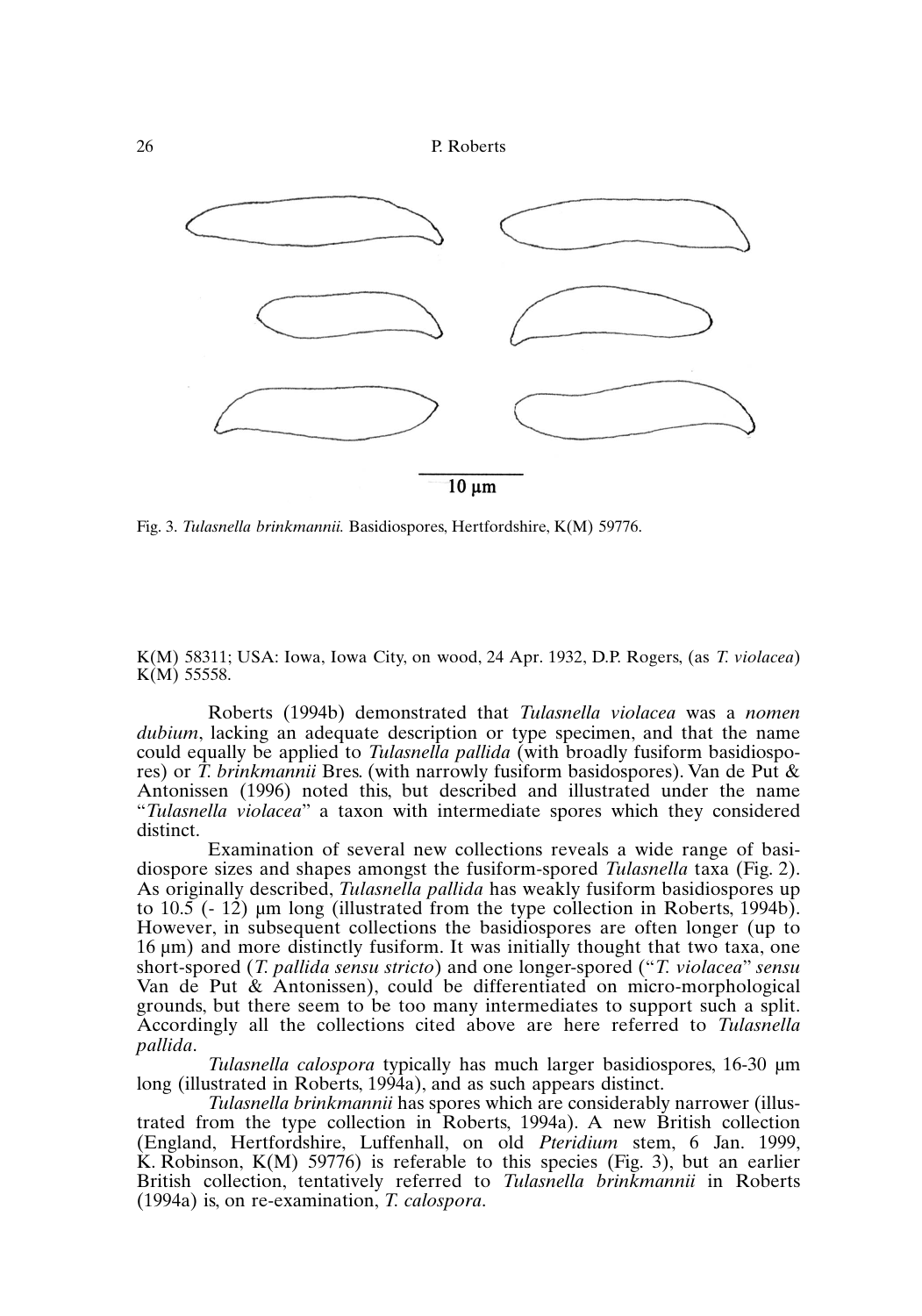Fig. 3. *Tulasnella brinkmannii.* Basidiospores, Hertfordshire, K(M) 59776.

K(M) 58311; USA: Iowa, Iowa City, on wood, 24 Apr. 1932, D.P. Rogers, (as *T. violacea*) K(M) 55558.

Roberts (1994b) demonstrated that *Tulasnella violacea* was a *nomen dubium*, lacking an adequate description or type specimen, and that the name could equally be applied to *Tulasnella pallida* (with broadly fusiform basidiospores) or *T. brinkmannii* Bres. (with narrowly fusiform basidospores). Van de Put & Antonissen (1996) noted this, but described and illustrated under the name "*Tulasnella violacea*" a taxon with intermediate spores which they considered distinct.

Examination of several new collections reveals a wide range of basidiospore sizes and shapes amongst the fusiform-spored *Tulasnella* taxa (Fig. 2). As originally described, *Tulasnella pallida* has weakly fusiform basidiospores up to 10.5 (- 12) µm long (illustrated from the type collection in Roberts, 1994b). However, in subsequent collections the basidiospores are often longer (up to 16 µm) and more distinctly fusiform. It was initially thought that two taxa, one short-spored (*T. pallida sensu stricto*) and one longer-spored ("*T. violacea*" *sensu* Van de Put & Antonissen), could be differentiated on micro-morphological grounds, but there seem to be too many intermediates to support such a split. Accordingly all the collections cited above are here referred to *Tulasnella pallida*.

*Tulasnella calospora* typically has much larger basidiospores, 16-30 µm long (illustrated in Roberts, 1994a), and as such appears distinct.

*Tulasnella brinkmannii* has spores which are considerably narrower (illustrated from the type collection in Roberts, 1994a). A new British collection (England, Hertfordshire, Luffenhall, on old *Pteridium* stem, 6 Jan. 1999, K. Robinson, K(M) 59776) is referable to this species (Fig. 3), but an earlier British collection, tentatively referred to *Tulasnella brinkmannii* in Roberts (1994a) is, on re-examination, *T. calospora*.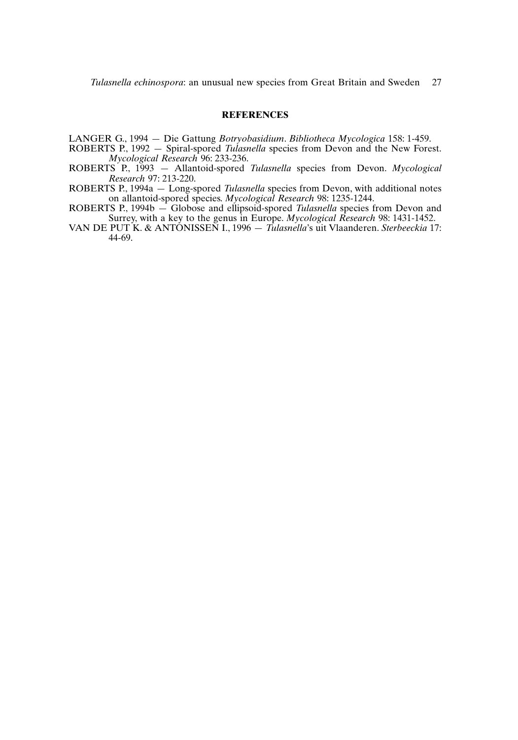## REFERENCES

LANGER G., 1994 — Die Gattung *Botryobasidium*. *Bibliotheca Mycologica* 158: 1-459.

ROBERTS P., 1992 — Spiral-spored *Tulasnella* species from Devon and the New Forest. *Mycological Research* 96: 233-236.

ROBERTS P., 1993 — Allantoid-spored *Tulasnella* species from Devon. *Mycological Research* 97: 213-220.

ROBERTS P., 1994a — Long-spored *Tulasnella* species from Devon, with additional notes on allantoid-spored species. *Mycological Research* 98: 1235-1244.

ROBERTS P., 1994b — Globose and ellipsoid-spored *Tulasnella* species from Devon and Surrey, with a key to the genus in Europe. *Mycological Research* 98: 1431-1452.

VAN DE PUT K. & ANTONISSEN I., 1996 — *Tulasnella*'s uit Vlaanderen. *Sterbeeckia* 17: 44-69.